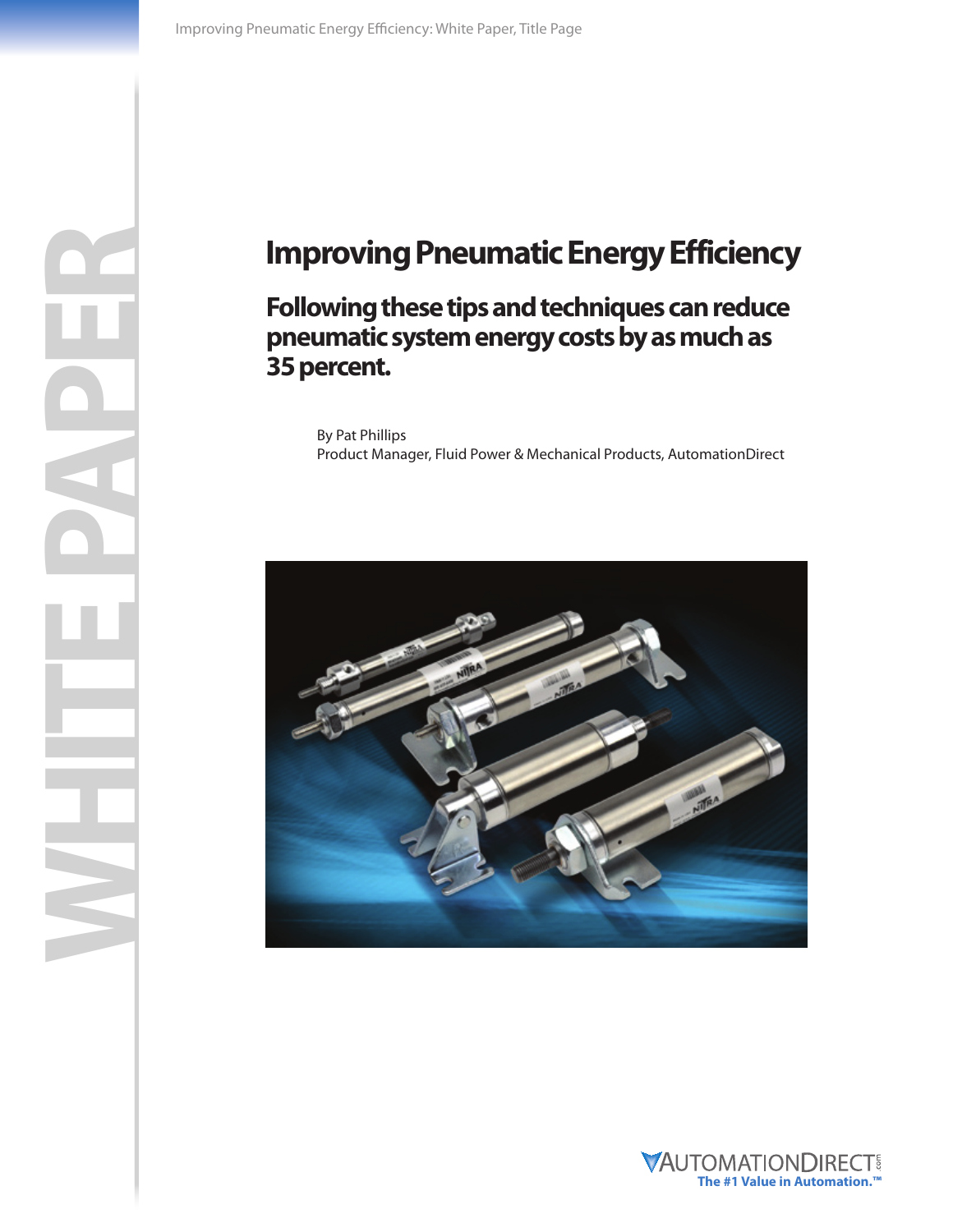# Improving Pneumatic Energy Efficiency

## Following these tips and techniques can reduce pneumatic system energy costs by as much as 35 percent.

By Pat Phillips
Product Manager, Fluid Power & Mechanical Products, AutomationDirect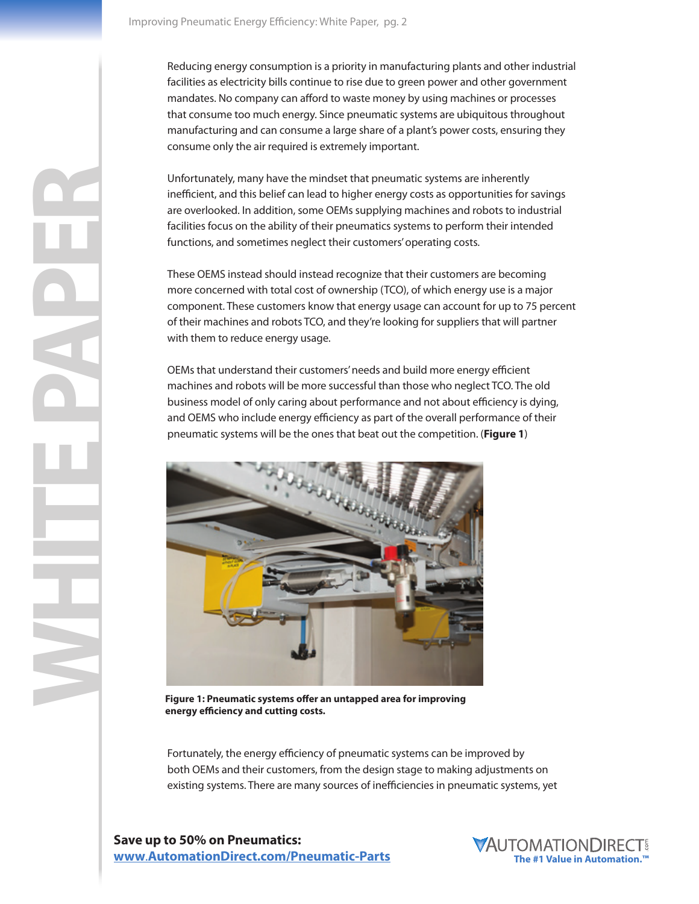Reducing energy consumption is a priority in manufacturing plants and other industrial facilities as electricity bills continue to rise due to green power and other government mandates. No company can afford to waste money by using machines or processes that consume too much energy. Since pneumatic systems are ubiquitous throughout manufacturing and can consume a large share of a plant's power costs, ensuring they consume only the air required is extremely important.

Unfortunately, many have the mindset that pneumatic systems are inherently inefficient, and this belief can lead to higher energy costs as opportunities for savings are overlooked. In addition, some OEMs supplying machines and robots to industrial facilities focus on the ability of their pneumatics systems to perform their intended functions, and sometimes neglect their customers' operating costs.

These OEMS instead should instead recognize that their customers are becoming more concerned with total cost of ownership (TCO), of which energy use is a major component. These customers know that energy usage can account for up to 75 percent of their machines and robots TCO, and they're looking for suppliers that will partner with them to reduce energy usage.

OEMs that understand their customers' needs and build more energy efficient machines and robots will be more successful than those who neglect TCO. The old business model of only caring about performance and not about efficiency is dying, and OEMS who include energy efficiency as part of the overall performance of their pneumatic systems will be the ones that beat out the competition. (**Figure 1**)

**Figure 1: Pneumatic systems offer an untapped area for improving energy efficiency and cutting costs.**

Fortunately, the energy efficiency of pneumatic systems can be improved by both OEMs and their customers, from the design stage to making adjustments on existing systems. There are many sources of inefficiencies in pneumatic systems, yet

**Save up to 50% on Pneumatics:**
**www.AutomationDirect.com/Pneumatic-Parts**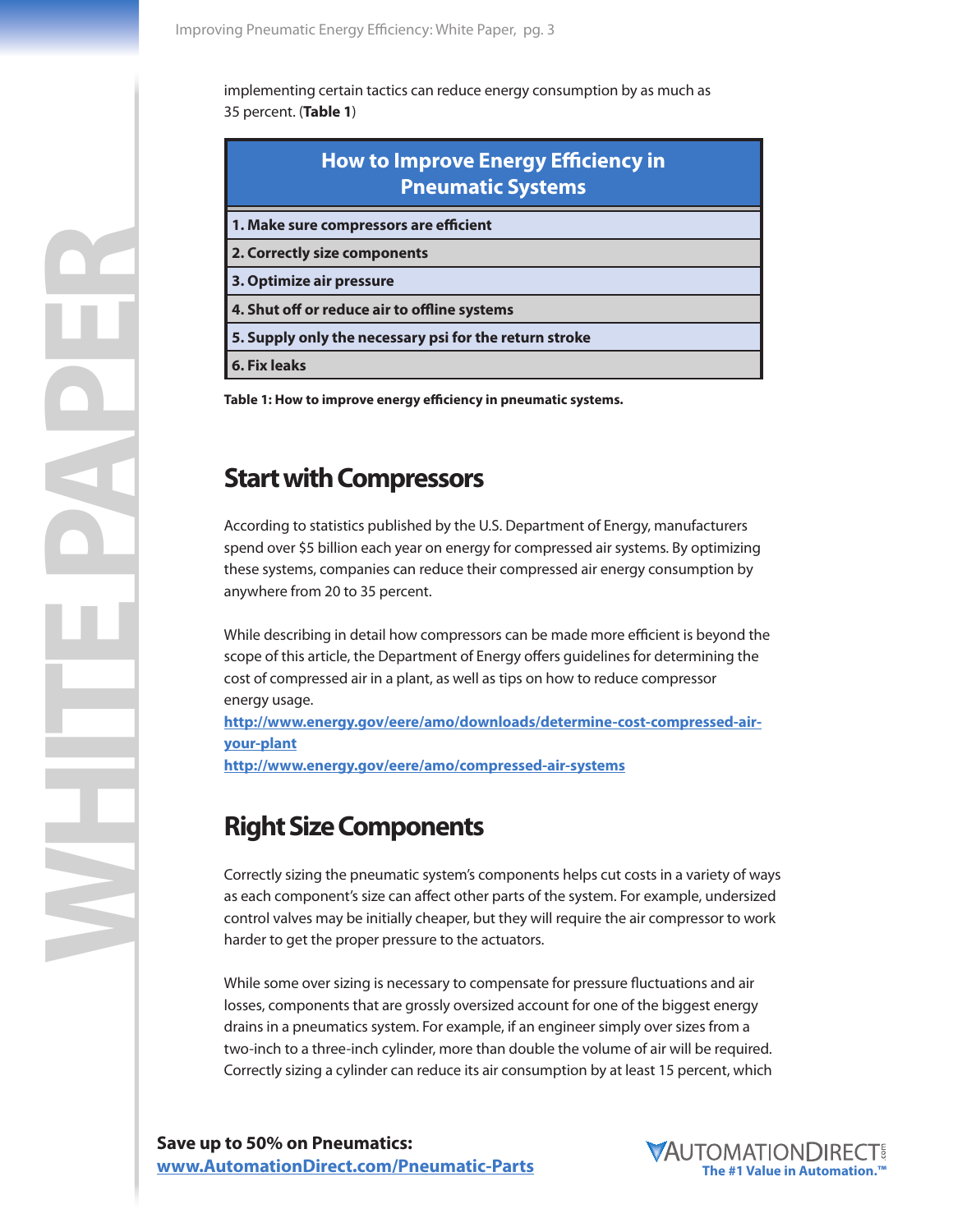implementing certain tactics can reduce energy consumption by as much as 35 percent. (**Table 1**)

| How to Improve Energy Efficiency in Pneumatic Systems |
|---|
| **1. Make sure compressors are efficient** |
| **2. Correctly size components** |
| **3. Optimize air pressure** |
| **4. Shut off or reduce air to offline systems** |
| **5. Supply only the necessary psi for the return stroke** |
| **6. Fix leaks** |

**Table 1: How to improve energy efficiency in pneumatic systems.**

## Start with Compressors

According to statistics published by the U.S. Department of Energy, manufacturers spend over $5 billion each year on energy for compressed air systems. By optimizing these systems, companies can reduce their compressed air energy consumption by anywhere from 20 to 35 percent.

While describing in detail how compressors can be made more efficient is beyond the scope of this article, the Department of Energy offers guidelines for determining the cost of compressed air in a plant, as well as tips on how to reduce compressor energy usage.
http://www.energy.gov/eere/amo/downloads/determine-cost-compressed-air-your-plant
http://www.energy.gov/eere/amo/compressed-air-systems

## Right Size Components

Correctly sizing the pneumatic system's components helps cut costs in a variety of ways as each component's size can affect other parts of the system. For example, undersized control valves may be initially cheaper, but they will require the air compressor to work harder to get the proper pressure to the actuators.

While some over sizing is necessary to compensate for pressure fluctuations and air losses, components that are grossly oversized account for one of the biggest energy drains in a pneumatics system. For example, if an engineer simply over sizes from a two-inch to a three-inch cylinder, more than double the volume of air will be required. Correctly sizing a cylinder can reduce its air consumption by at least 15 percent, which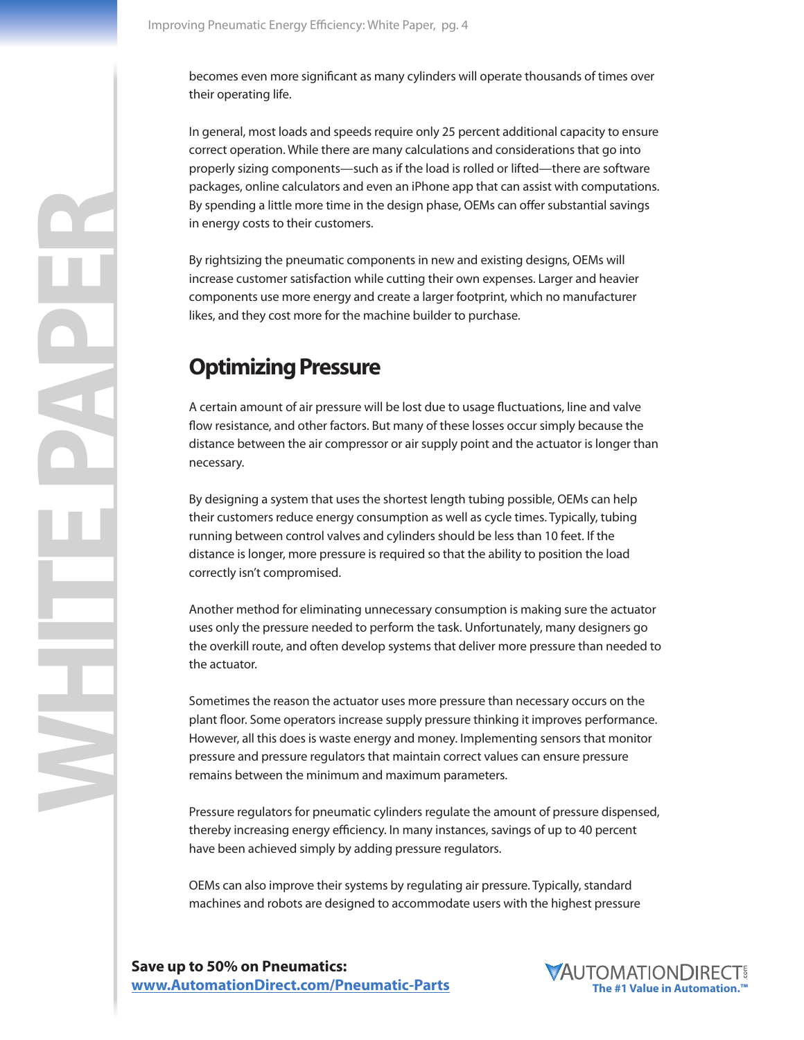becomes even more significant as many cylinders will operate thousands of times over their operating life.

In general, most loads and speeds require only 25 percent additional capacity to ensure correct operation. While there are many calculations and considerations that go into properly sizing components—such as if the load is rolled or lifted—there are software packages, online calculators and even an iPhone app that can assist with computations. By spending a little more time in the design phase, OEMs can offer substantial savings in energy costs to their customers.

By rightsizing the pneumatic components in new and existing designs, OEMs will increase customer satisfaction while cutting their own expenses. Larger and heavier components use more energy and create a larger footprint, which no manufacturer likes, and they cost more for the machine builder to purchase.

## Optimizing Pressure

A certain amount of air pressure will be lost due to usage fluctuations, line and valve flow resistance, and other factors. But many of these losses occur simply because the distance between the air compressor or air supply point and the actuator is longer than necessary.

By designing a system that uses the shortest length tubing possible, OEMs can help their customers reduce energy consumption as well as cycle times. Typically, tubing running between control valves and cylinders should be less than 10 feet. If the distance is longer, more pressure is required so that the ability to position the load correctly isn't compromised.

Another method for eliminating unnecessary consumption is making sure the actuator uses only the pressure needed to perform the task. Unfortunately, many designers go the overkill route, and often develop systems that deliver more pressure than needed to the actuator.

Sometimes the reason the actuator uses more pressure than necessary occurs on the plant floor. Some operators increase supply pressure thinking it improves performance. However, all this does is waste energy and money. Implementing sensors that monitor pressure and pressure regulators that maintain correct values can ensure pressure remains between the minimum and maximum parameters.

Pressure regulators for pneumatic cylinders regulate the amount of pressure dispensed, thereby increasing energy efficiency. In many instances, savings of up to 40 percent have been achieved simply by adding pressure regulators.

OEMs can also improve their systems by regulating air pressure. Typically, standard machines and robots are designed to accommodate users with the highest pressure

**Save up to 50% on Pneumatics:**
**www.AutomationDirect.com/Pneumatic-Parts**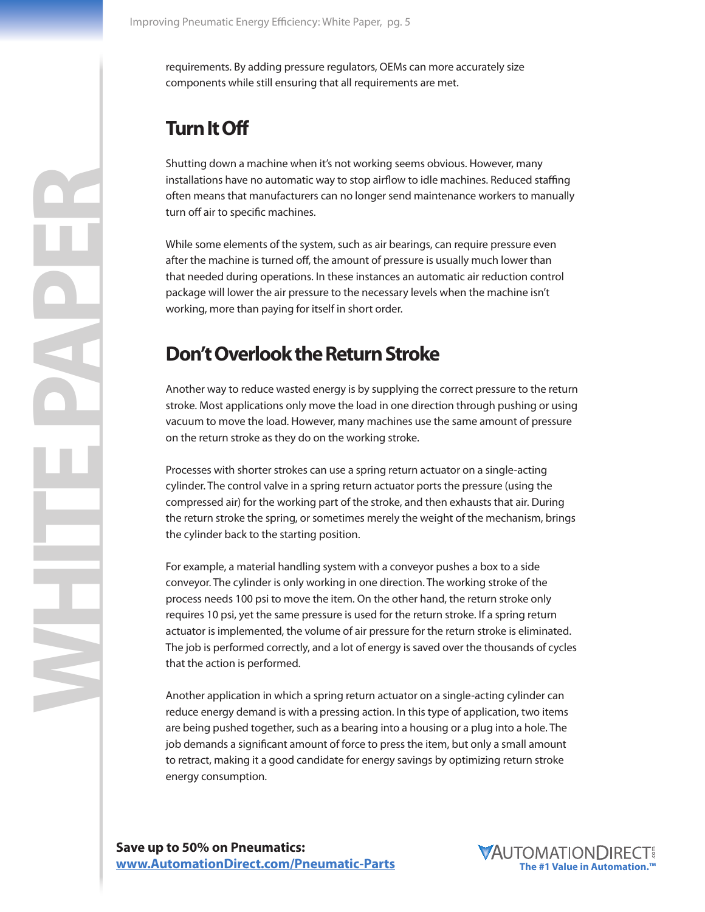requirements. By adding pressure regulators, OEMs can more accurately size components while still ensuring that all requirements are met.

## Turn It Off

Shutting down a machine when it's not working seems obvious. However, many installations have no automatic way to stop airflow to idle machines. Reduced staffing often means that manufacturers can no longer send maintenance workers to manually turn off air to specific machines.

While some elements of the system, such as air bearings, can require pressure even after the machine is turned off, the amount of pressure is usually much lower than that needed during operations. In these instances an automatic air reduction control package will lower the air pressure to the necessary levels when the machine isn't working, more than paying for itself in short order.

## Don't Overlook the Return Stroke

Another way to reduce wasted energy is by supplying the correct pressure to the return stroke. Most applications only move the load in one direction through pushing or using vacuum to move the load. However, many machines use the same amount of pressure on the return stroke as they do on the working stroke.

Processes with shorter strokes can use a spring return actuator on a single-acting cylinder. The control valve in a spring return actuator ports the pressure (using the compressed air) for the working part of the stroke, and then exhausts that air. During the return stroke the spring, or sometimes merely the weight of the mechanism, brings the cylinder back to the starting position.

For example, a material handling system with a conveyor pushes a box to a side conveyor. The cylinder is only working in one direction. The working stroke of the process needs 100 psi to move the item. On the other hand, the return stroke only requires 10 psi, yet the same pressure is used for the return stroke. If a spring return actuator is implemented, the volume of air pressure for the return stroke is eliminated. The job is performed correctly, and a lot of energy is saved over the thousands of cycles that the action is performed.

Another application in which a spring return actuator on a single-acting cylinder can reduce energy demand is with a pressing action. In this type of application, two items are being pushed together, such as a bearing into a housing or a plug into a hole. The job demands a significant amount of force to press the item, but only a small amount to retract, making it a good candidate for energy savings by optimizing return stroke energy consumption.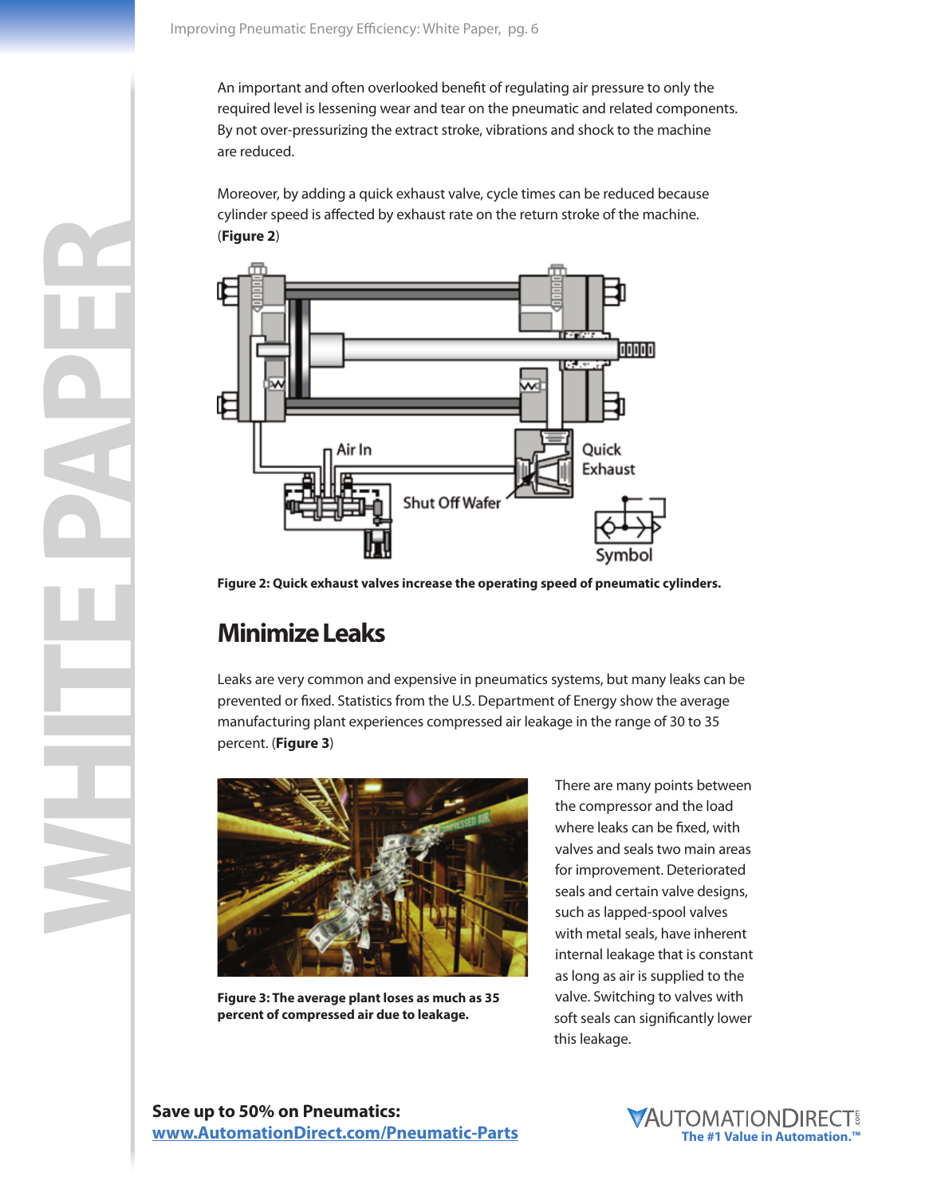An important and often overlooked benefit of regulating air pressure to only the required level is lessening wear and tear on the pneumatic and related components. By not over-pressurizing the extract stroke, vibrations and shock to the machine are reduced.

Moreover, by adding a quick exhaust valve, cycle times can be reduced because cylinder speed is affected by exhaust rate on the return stroke of the machine. (**Figure 2**)

Air In

Quick Exhaust

Shut Off Wafer

Symbol

**Figure 2: Quick exhaust valves increase the operating speed of pneumatic cylinders.**

## Minimize Leaks

Leaks are very common and expensive in pneumatics systems, but many leaks can be prevented or fixed. Statistics from the U.S. Department of Energy show the average manufacturing plant experiences compressed air leakage in the range of 30 to 35 percent. (**Figure 3**)

**Figure 3: The average plant loses as much as 35 percent of compressed air due to leakage.**

There are many points between the compressor and the load where leaks can be fixed, with valves and seals two main areas for improvement. Deteriorated seals and certain valve designs, such as lapped-spool valves with metal seals, have inherent internal leakage that is constant as long as air is supplied to the valve. Switching to valves with soft seals can significantly lower this leakage.

**Save up to 50% on Pneumatics:**
**www.AutomationDirect.com/Pneumatic-Parts**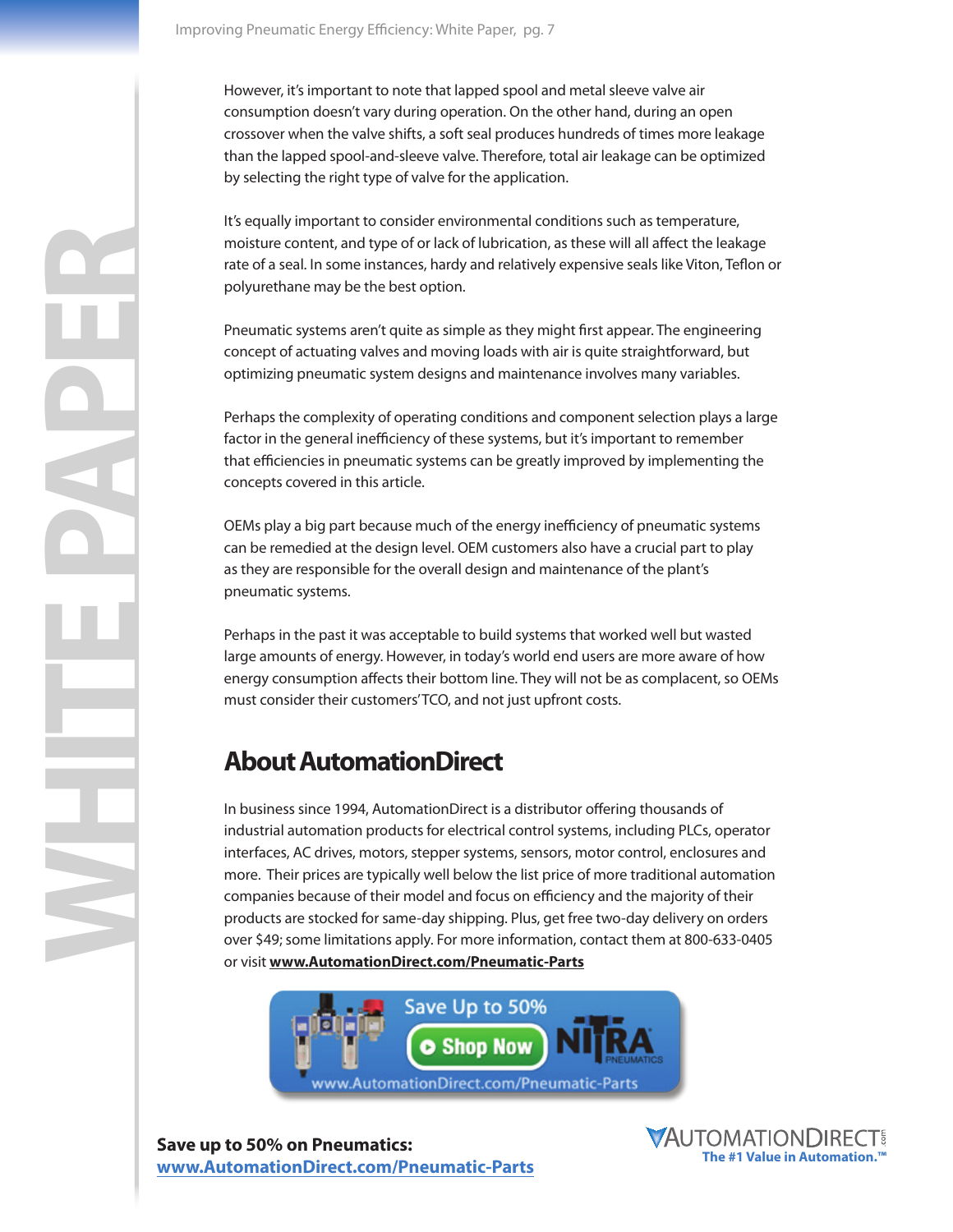However, it's important to note that lapped spool and metal sleeve valve air consumption doesn't vary during operation. On the other hand, during an open crossover when the valve shifts, a soft seal produces hundreds of times more leakage than the lapped spool-and-sleeve valve. Therefore, total air leakage can be optimized by selecting the right type of valve for the application.

It's equally important to consider environmental conditions such as temperature, moisture content, and type of or lack of lubrication, as these will all affect the leakage rate of a seal. In some instances, hardy and relatively expensive seals like Viton, Teflon or polyurethane may be the best option.

Pneumatic systems aren't quite as simple as they might first appear. The engineering concept of actuating valves and moving loads with air is quite straightforward, but optimizing pneumatic system designs and maintenance involves many variables.

Perhaps the complexity of operating conditions and component selection plays a large factor in the general inefficiency of these systems, but it's important to remember that efficiencies in pneumatic systems can be greatly improved by implementing the concepts covered in this article.

OEMs play a big part because much of the energy inefficiency of pneumatic systems can be remedied at the design level. OEM customers also have a crucial part to play as they are responsible for the overall design and maintenance of the plant's pneumatic systems.

Perhaps in the past it was acceptable to build systems that worked well but wasted large amounts of energy. However, in today's world end users are more aware of how energy consumption affects their bottom line. They will not be as complacent, so OEMs must consider their customers' TCO, and not just upfront costs.

## About AutomationDirect

In business since 1994, AutomationDirect is a distributor offering thousands of industrial automation products for electrical control systems, including PLCs, operator interfaces, AC drives, motors, stepper systems, sensors, motor control, enclosures and more. Their prices are typically well below the list price of more traditional automation companies because of their model and focus on efficiency and the majority of their products are stocked for same-day shipping. Plus, get free two-day delivery on orders over $49; some limitations apply. For more information, contact them at 800-633-0405 or visit **www.AutomationDirect.com/Pneumatic-Parts**

Save Up to 50%

Shop Now

NITRA PNEUMATICS

www.AutomationDirect.com/Pneumatic-Parts

**Save up to 50% on Pneumatics:**
**www.AutomationDirect.com/Pneumatic-Parts**

AUTOMATIONDIRECT.com
The #1 Value in Automation.™